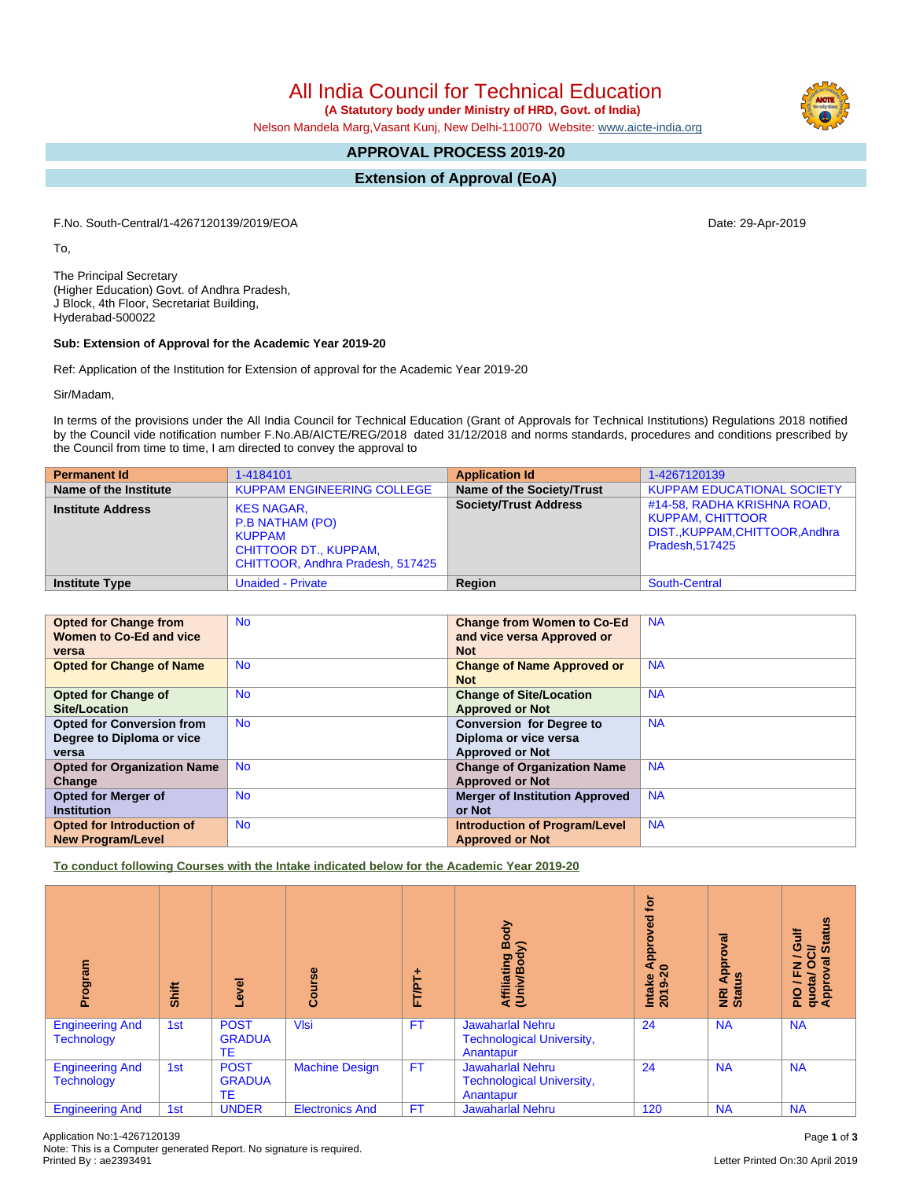# All India Council for Technical Education

**(A Statutory body under Ministry of HRD, Govt. of India)**

Nelson Mandela Marg,Vasant Kunj, New Delhi-110070 Website: www.aicte-india.org

## APPROVAL PROCESS 2019-20

## Extension of Approval (EoA)

F.No. South-Central/1-4267120139/2019/EOA

Date: 29-Apr-2019

To,

The Principal Secretary
(Higher Education) Govt. of Andhra Pradesh,
J Block, 4th Floor, Secretariat Building,
Hyderabad-500022

**Sub: Extension of Approval for the Academic Year 2019-20**

Ref: Application of the Institution for Extension of approval for the Academic Year 2019-20

Sir/Madam,

In terms of the provisions under the All India Council for Technical Education (Grant of Approvals for Technical Institutions) Regulations 2018 notified by the Council vide notification number F.No.AB/AICTE/REG/2018 dated 31/12/2018 and norms standards, procedures and conditions prescribed by the Council from time to time, I am directed to convey the approval to

| **Permanent Id** | 1-4184101 | **Application Id** | 1-4267120139 |
|---|---|---|---|
| **Name of the Institute** | KUPPAM ENGINEERING COLLEGE | **Name of the Society/Trust** | KUPPAM EDUCATIONAL SOCIETY |
| **Institute Address** | KES NAGAR, P.B NATHAM (PO) KUPPAM CHITTOOR DT., KUPPAM, CHITTOOR, Andhra Pradesh, 517425 | **Society/Trust Address** | #14-58, RADHA KRISHNA ROAD, KUPPAM, CHITTOOR DIST.,KUPPAM,CHITTOOR,Andhra Pradesh,517425 |
| **Institute Type** | Unaided - Private | **Region** | South-Central |

| **Opted for Change from Women to Co-Ed and vice versa** | No | **Change from Women to Co-Ed and vice versa Approved or Not** | NA |
|---|---|---|---|
| **Opted for Change of Name** | No | **Change of Name Approved or Not** | NA |
| **Opted for Change of Site/Location** | No | **Change of Site/Location Approved or Not** | NA |
| **Opted for Conversion from Degree to Diploma or vice versa** | No | **Conversion for Degree to Diploma or vice versa Approved or Not** | NA |
| **Opted for Organization Name Change** | No | **Change of Organization Name Approved or Not** | NA |
| **Opted for Merger of Institution** | No | **Merger of Institution Approved or Not** | NA |
| **Opted for Introduction of New Program/Level** | No | **Introduction of Program/Level Approved or Not** | NA |

**To conduct following Courses with the Intake indicated below for the Academic Year 2019-20**

| Program | Shift | Level | Course | FT/PT+ | Affiliating Body (Univ/Body) | Intake Approved for 2019-20 | NRI Approval Status | PIO / FN / Gulf quota/ OCI/ Approval Status |
|---|---|---|---|---|---|---|---|---|
| Engineering And Technology | 1st | POST GRADUATE | Vlsi | FT | Jawaharlal Nehru Technological University, Anantapur | 24 | NA | NA |
| Engineering And Technology | 1st | POST GRADUATE | Machine Design | FT | Jawaharlal Nehru Technological University, Anantapur | 24 | NA | NA |
| Engineering And | 1st | UNDER | Electronics And | FT | Jawaharlal Nehru | 120 | NA | NA |

Application No:1-4267120139
Note: This is a Computer generated Report. No signature is required.
Printed By : ae2393491

Letter Printed On:30 April 2019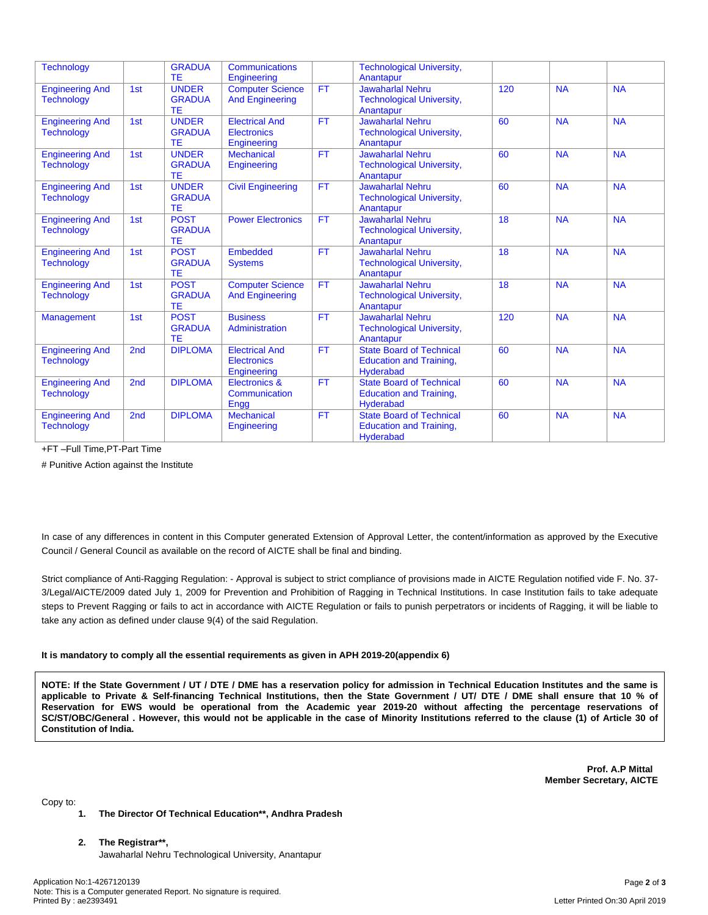| | | | | | | | | |
|---|---|---|---|---|---|---|---|---|
| Technology | | GRADUATE | Communications Engineering | | Technological University, Anantapur | | | |
| Engineering And Technology | 1st | UNDER GRADUATE | Computer Science And Engineering | FT | Jawaharlal Nehru Technological University, Anantapur | 120 | NA | NA |
| Engineering And Technology | 1st | UNDER GRADUATE | Electrical And Electronics Engineering | FT | Jawaharlal Nehru Technological University, Anantapur | 60 | NA | NA |
| Engineering And Technology | 1st | UNDER GRADUATE | Mechanical Engineering | FT | Jawaharlal Nehru Technological University, Anantapur | 60 | NA | NA |
| Engineering And Technology | 1st | UNDER GRADUATE | Civil Engineering | FT | Jawaharlal Nehru Technological University, Anantapur | 60 | NA | NA |
| Engineering And Technology | 1st | POST GRADUATE | Power Electronics | FT | Jawaharlal Nehru Technological University, Anantapur | 18 | NA | NA |
| Engineering And Technology | 1st | POST GRADUATE | Embedded Systems | FT | Jawaharlal Nehru Technological University, Anantapur | 18 | NA | NA |
| Engineering And Technology | 1st | POST GRADUATE | Computer Science And Engineering | FT | Jawaharlal Nehru Technological University, Anantapur | 18 | NA | NA |
| Management | 1st | POST GRADUATE | Business Administration | FT | Jawaharlal Nehru Technological University, Anantapur | 120 | NA | NA |
| Engineering And Technology | 2nd | DIPLOMA | Electrical And Electronics Engineering | FT | State Board of Technical Education and Training, Hyderabad | 60 | NA | NA |
| Engineering And Technology | 2nd | DIPLOMA | Electronics & Communication Engg | FT | State Board of Technical Education and Training, Hyderabad | 60 | NA | NA |
| Engineering And Technology | 2nd | DIPLOMA | Mechanical Engineering | FT | State Board of Technical Education and Training, Hyderabad | 60 | NA | NA |

+FT –Full Time,PT-Part Time

# Punitive Action against the Institute

In case of any differences in content in this Computer generated Extension of Approval Letter, the content/information as approved by the Executive Council / General Council as available on the record of AICTE shall be final and binding.

Strict compliance of Anti-Ragging Regulation: - Approval is subject to strict compliance of provisions made in AICTE Regulation notified vide F. No. 37-3/Legal/AICTE/2009 dated July 1, 2009 for Prevention and Prohibition of Ragging in Technical Institutions. In case Institution fails to take adequate steps to Prevent Ragging or fails to act in accordance with AICTE Regulation or fails to punish perpetrators or incidents of Ragging, it will be liable to take any action as defined under clause 9(4) of the said Regulation.

**It is mandatory to comply all the essential requirements as given in APH 2019-20(appendix 6)**

**NOTE: If the State Government / UT / DTE / DME has a reservation policy for admission in Technical Education Institutes and the same is applicable to Private & Self-financing Technical Institutions, then the State Government / UT/ DTE / DME shall ensure that 10 % of Reservation for EWS would be operational from the Academic year 2019-20 without affecting the percentage reservations of SC/ST/OBC/General . However, this would not be applicable in the case of Minority Institutions referred to the clause (1) of Article 30 of Constitution of India.**

**Prof. A.P Mittal**
**Member Secretary, AICTE**

Copy to:

1. **The Director Of Technical Education\*\*, Andhra Pradesh**

2. **The Registrar\*\*,**
   Jawaharlal Nehru Technological University, Anantapur

Application No:1-4267120139
Note: This is a Computer generated Report. No signature is required.
Printed By : ae2393491

Letter Printed On:30 April 2019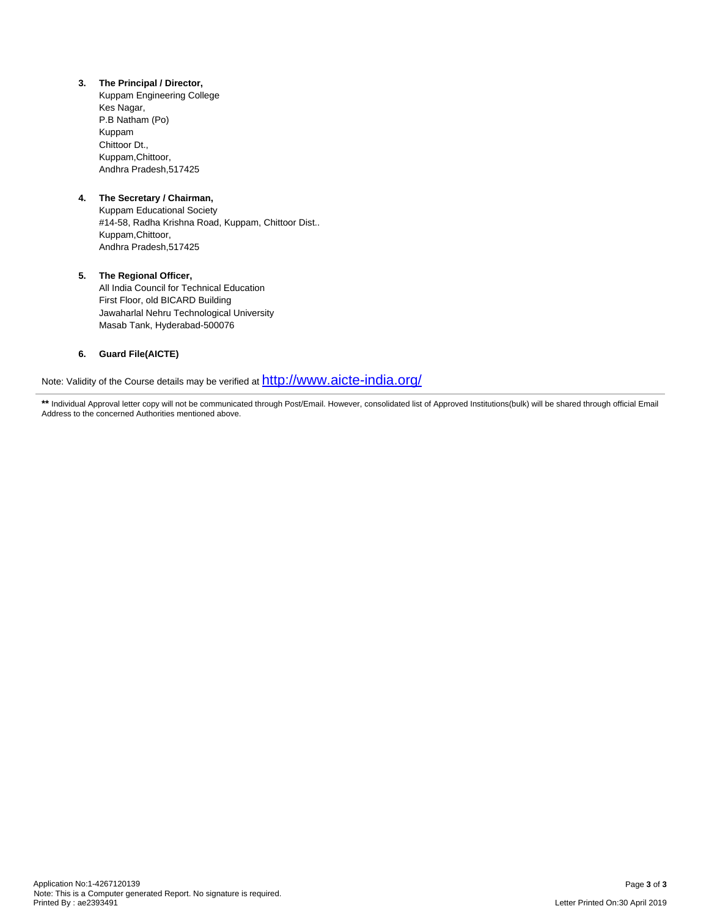3. **The Principal / Director,**
   Kuppam Engineering College
   Kes Nagar,
   P.B Natham (Po)
   Kuppam
   Chittoor Dt.,
   Kuppam,Chittoor,
   Andhra Pradesh,517425

4. **The Secretary / Chairman,**
   Kuppam Educational Society
   #14-58, Radha Krishna Road, Kuppam, Chittoor Dist..
   Kuppam,Chittoor,
   Andhra Pradesh,517425

5. **The Regional Officer,**
   All India Council for Technical Education
   First Floor, old BICARD Building
   Jawaharlal Nehru Technological University
   Masab Tank, Hyderabad-500076

6. **Guard File(AICTE)**

Note: Validity of the Course details may be verified at http://www.aicte-india.org/

---

**\*\*** Individual Approval letter copy will not be communicated through Post/Email. However, consolidated list of Approved Institutions(bulk) will be shared through official Email Address to the concerned Authorities mentioned above.

Application No:1-4267120139
Note: This is a Computer generated Report. No signature is required.
Printed By : ae2393491

Letter Printed On:30 April 2019